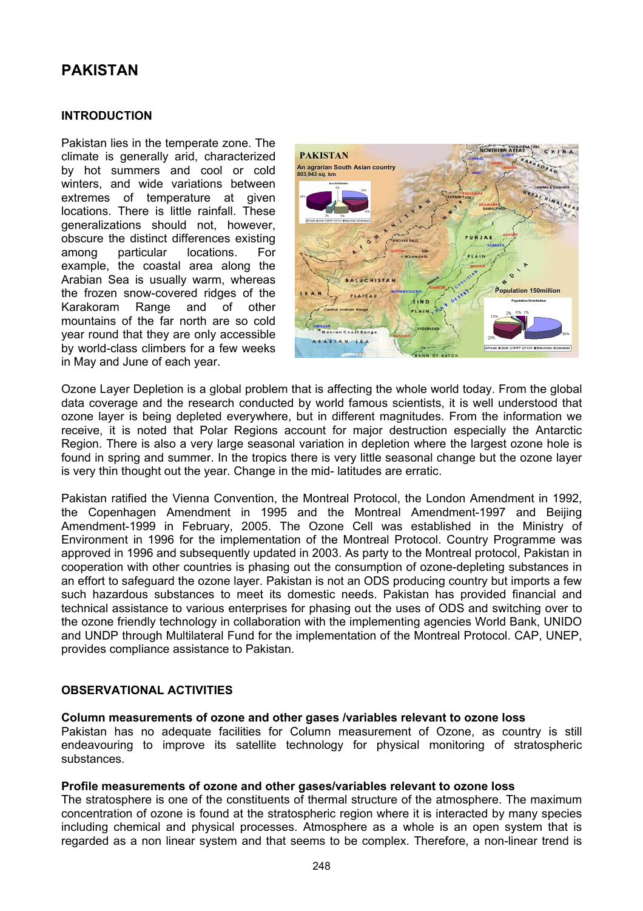# PAKISTAN

## INTRODUCTION

Pakistan lies in the temperate zone. The climate is generally arid, characterized by hot summers and cool or cold winters, and wide variations between extremes of temperature at given locations. There is little rainfall. These generalizations should not, however, obscure the distinct differences existing among particular locations. For example, the coastal area along the Arabian Sea is usually warm, whereas the frozen snow-covered ridges of the Karakoram Range and of other mountains of the far north are so cold year round that they are only accessible by world-class climbers for a few weeks in May and June of each year.

Ozone Layer Depletion is a global problem that is affecting the whole world today. From the global data coverage and the research conducted by world famous scientists, it is well understood that ozone layer is being depleted everywhere, but in different magnitudes. From the information we receive, it is noted that Polar Regions account for major destruction especially the Antarctic Region. There is also a very large seasonal variation in depletion where the largest ozone hole is found in spring and summer. In the tropics there is very little seasonal change but the ozone layer is very thin thought out the year. Change in the mid- latitudes are erratic.

Pakistan ratified the Vienna Convention, the Montreal Protocol, the London Amendment in 1992, the Copenhagen Amendment in 1995 and the Montreal Amendment-1997 and Beijing Amendment-1999 in February, 2005. The Ozone Cell was established in the Ministry of Environment in 1996 for the implementation of the Montreal Protocol. Country Programme was approved in 1996 and subsequently updated in 2003. As party to the Montreal protocol, Pakistan in cooperation with other countries is phasing out the consumption of ozone-depleting substances in an effort to safeguard the ozone layer. Pakistan is not an ODS producing country but imports a few such hazardous substances to meet its domestic needs. Pakistan has provided financial and technical assistance to various enterprises for phasing out the uses of ODS and switching over to the ozone friendly technology in collaboration with the implementing agencies World Bank, UNIDO and UNDP through Multilateral Fund for the implementation of the Montreal Protocol. CAP, UNEP, provides compliance assistance to Pakistan.

## OBSERVATIONAL ACTIVITIES

### Column measurements of ozone and other gases /variables relevant to ozone loss

Pakistan has no adequate facilities for Column measurement of Ozone, as country is still endeavouring to improve its satellite technology for physical monitoring of stratospheric substances.

### Profile measurements of ozone and other gases/variables relevant to ozone loss

The stratosphere is one of the constituents of thermal structure of the atmosphere. The maximum concentration of ozone is found at the stratospheric region where it is interacted by many species including chemical and physical processes. Atmosphere as a whole is an open system that is regarded as a non linear system and that seems to be complex. Therefore, a non-linear trend is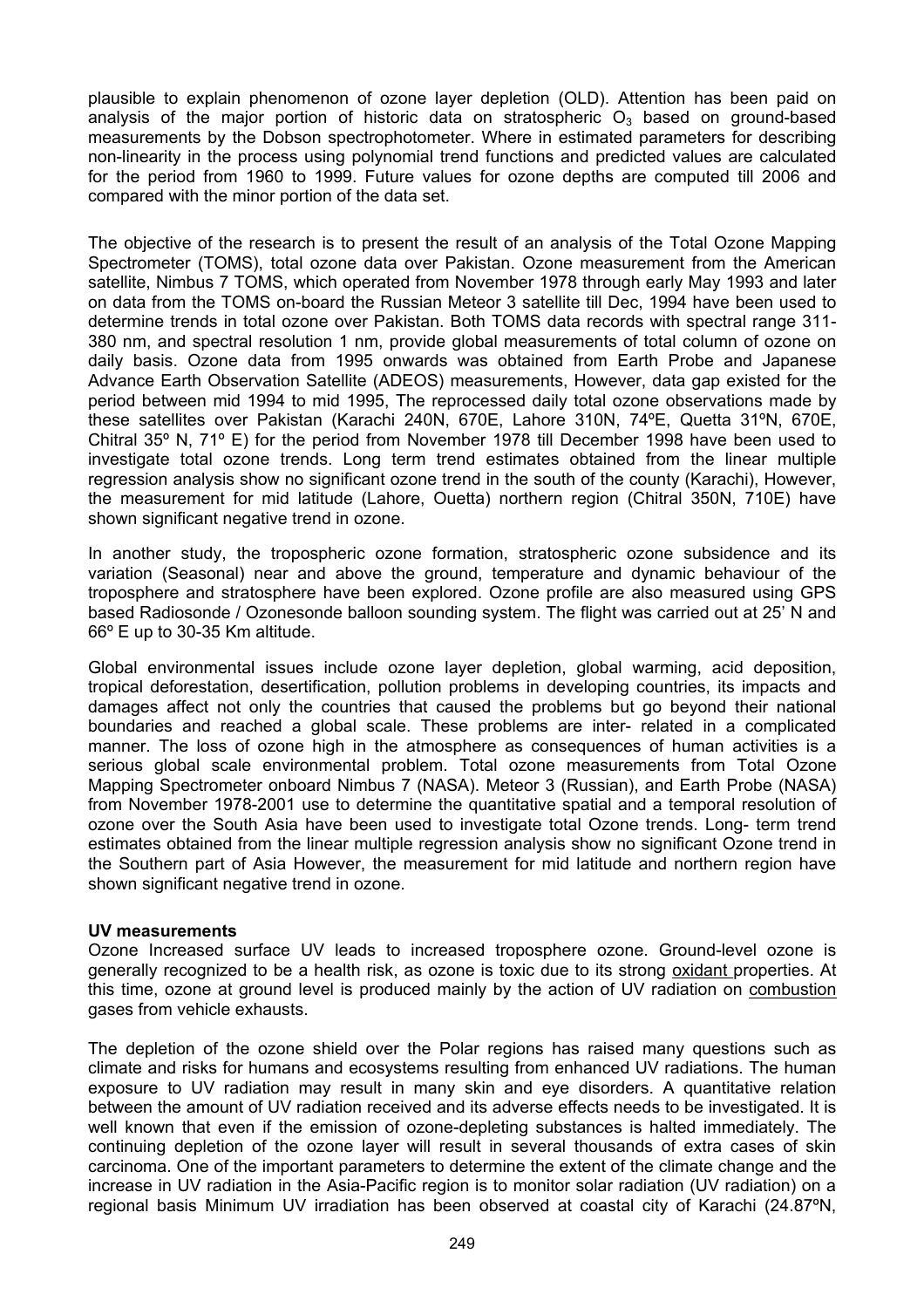plausible to explain phenomenon of ozone layer depletion (OLD). Attention has been paid on analysis of the major portion of historic data on stratospheric $O_3$ based on ground-based measurements by the Dobson spectrophotometer. Where in estimated parameters for describing non-linearity in the process using polynomial trend functions and predicted values are calculated for the period from 1960 to 1999. Future values for ozone depths are computed till 2006 and compared with the minor portion of the data set.

The objective of the research is to present the result of an analysis of the Total Ozone Mapping Spectrometer (TOMS), total ozone data over Pakistan. Ozone measurement from the American satellite, Nimbus 7 TOMS, which operated from November 1978 through early May 1993 and later on data from the TOMS on-board the Russian Meteor 3 satellite till Dec, 1994 have been used to determine trends in total ozone over Pakistan. Both TOMS data records with spectral range 311-380 nm, and spectral resolution 1 nm, provide global measurements of total column of ozone on daily basis. Ozone data from 1995 onwards was obtained from Earth Probe and Japanese Advance Earth Observation Satellite (ADEOS) measurements, However, data gap existed for the period between mid 1994 to mid 1995, The reprocessed daily total ozone observations made by these satellites over Pakistan (Karachi 240N, 670E, Lahore 310N, 74ºE, Quetta 31ºN, 670E, Chitral 35º N, 71º E) for the period from November 1978 till December 1998 have been used to investigate total ozone trends. Long term trend estimates obtained from the linear multiple regression analysis show no significant ozone trend in the south of the county (Karachi), However, the measurement for mid latitude (Lahore, Ouetta) northern region (Chitral 350N, 710E) have shown significant negative trend in ozone.

In another study, the tropospheric ozone formation, stratospheric ozone subsidence and its variation (Seasonal) near and above the ground, temperature and dynamic behaviour of the troposphere and stratosphere have been explored. Ozone profile are also measured using GPS based Radiosonde / Ozonesonde balloon sounding system. The flight was carried out at 25' N and 66º E up to 30-35 Km altitude.

Global environmental issues include ozone layer depletion, global warming, acid deposition, tropical deforestation, desertification, pollution problems in developing countries, its impacts and damages affect not only the countries that caused the problems but go beyond their national boundaries and reached a global scale. These problems are inter- related in a complicated manner. The loss of ozone high in the atmosphere as consequences of human activities is a serious global scale environmental problem. Total ozone measurements from Total Ozone Mapping Spectrometer onboard Nimbus 7 (NASA). Meteor 3 (Russian), and Earth Probe (NASA) from November 1978-2001 use to determine the quantitative spatial and a temporal resolution of ozone over the South Asia have been used to investigate total Ozone trends. Long- term trend estimates obtained from the linear multiple regression analysis show no significant Ozone trend in the Southern part of Asia However, the measurement for mid latitude and northern region have shown significant negative trend in ozone.

**UV measurements**

Ozone Increased surface UV leads to increased troposphere ozone. Ground-level ozone is generally recognized to be a health risk, as ozone is toxic due to its strong oxidant properties. At this time, ozone at ground level is produced mainly by the action of UV radiation on combustion gases from vehicle exhausts.

The depletion of the ozone shield over the Polar regions has raised many questions such as climate and risks for humans and ecosystems resulting from enhanced UV radiations. The human exposure to UV radiation may result in many skin and eye disorders. A quantitative relation between the amount of UV radiation received and its adverse effects needs to be investigated. It is well known that even if the emission of ozone-depleting substances is halted immediately. The continuing depletion of the ozone layer will result in several thousands of extra cases of skin carcinoma. One of the important parameters to determine the extent of the climate change and the increase in UV radiation in the Asia-Pacific region is to monitor solar radiation (UV radiation) on a regional basis Minimum UV irradiation has been observed at coastal city of Karachi (24.87ºN,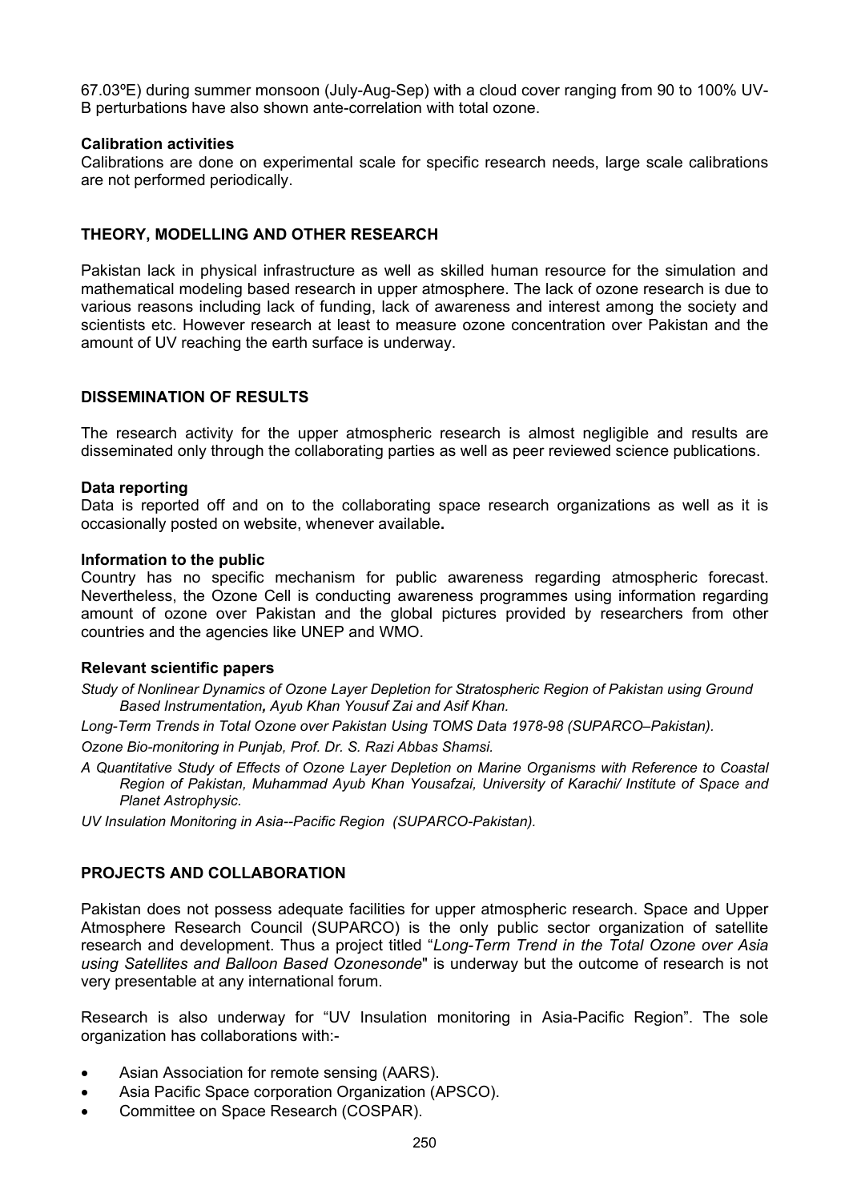67.03ºE) during summer monsoon (July-Aug-Sep) with a cloud cover ranging from 90 to 100% UV-B perturbations have also shown ante-correlation with total ozone.

**Calibration activities**

Calibrations are done on experimental scale for specific research needs, large scale calibrations are not performed periodically.

## THEORY, MODELLING AND OTHER RESEARCH

Pakistan lack in physical infrastructure as well as skilled human resource for the simulation and mathematical modeling based research in upper atmosphere. The lack of ozone research is due to various reasons including lack of funding, lack of awareness and interest among the society and scientists etc. However research at least to measure ozone concentration over Pakistan and the amount of UV reaching the earth surface is underway.

## DISSEMINATION OF RESULTS

The research activity for the upper atmospheric research is almost negligible and results are disseminated only through the collaborating parties as well as peer reviewed science publications.

**Data reporting**

Data is reported off and on to the collaborating space research organizations as well as it is occasionally posted on website, whenever available**.**

**Information to the public**

Country has no specific mechanism for public awareness regarding atmospheric forecast. Nevertheless, the Ozone Cell is conducting awareness programmes using information regarding amount of ozone over Pakistan and the global pictures provided by researchers from other countries and the agencies like UNEP and WMO.

**Relevant scientific papers**

*Study of Nonlinear Dynamics of Ozone Layer Depletion for Stratospheric Region of Pakistan using Ground Based Instrumentation***,** *Ayub Khan Yousuf Zai and Asif Khan.*

*Long-Term Trends in Total Ozone over Pakistan Using TOMS Data 1978-98 (SUPARCO–Pakistan).*

*Ozone Bio-monitoring in Punjab, Prof. Dr. S. Razi Abbas Shamsi.*

*A Quantitative Study of Effects of Ozone Layer Depletion on Marine Organisms with Reference to Coastal Region of Pakistan, Muhammad Ayub Khan Yousafzai, University of Karachi/ Institute of Space and Planet Astrophysic.*

*UV Insulation Monitoring in Asia--Pacific Region (SUPARCO-Pakistan).*

## PROJECTS AND COLLABORATION

Pakistan does not possess adequate facilities for upper atmospheric research. Space and Upper Atmosphere Research Council (SUPARCO) is the only public sector organization of satellite research and development. Thus a project titled "*Long-Term Trend in the Total Ozone over Asia using Satellites and Balloon Based Ozonesonde*" is underway but the outcome of research is not very presentable at any international forum.

Research is also underway for "UV Insulation monitoring in Asia-Pacific Region". The sole organization has collaborations with:-

- Asian Association for remote sensing (AARS).
- Asia Pacific Space corporation Organization (APSCO).
- Committee on Space Research (COSPAR).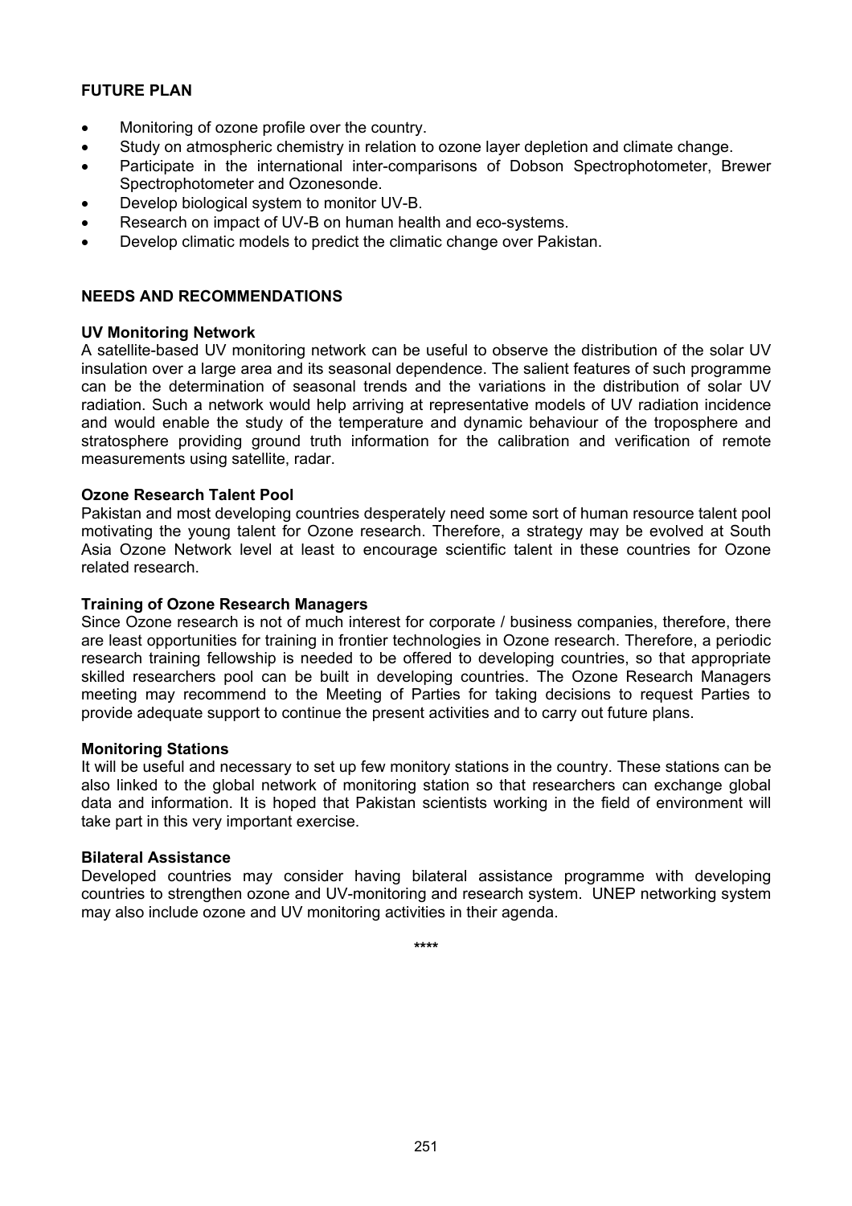## FUTURE PLAN

- Monitoring of ozone profile over the country.
- Study on atmospheric chemistry in relation to ozone layer depletion and climate change.
- Participate in the international inter-comparisons of Dobson Spectrophotometer, Brewer Spectrophotometer and Ozonesonde.
- Develop biological system to monitor UV-B.
- Research on impact of UV-B on human health and eco-systems.
- Develop climatic models to predict the climatic change over Pakistan.

## NEEDS AND RECOMMENDATIONS

### UV Monitoring Network

A satellite-based UV monitoring network can be useful to observe the distribution of the solar UV insulation over a large area and its seasonal dependence. The salient features of such programme can be the determination of seasonal trends and the variations in the distribution of solar UV radiation. Such a network would help arriving at representative models of UV radiation incidence and would enable the study of the temperature and dynamic behaviour of the troposphere and stratosphere providing ground truth information for the calibration and verification of remote measurements using satellite, radar.

### Ozone Research Talent Pool

Pakistan and most developing countries desperately need some sort of human resource talent pool motivating the young talent for Ozone research. Therefore, a strategy may be evolved at South Asia Ozone Network level at least to encourage scientific talent in these countries for Ozone related research.

### Training of Ozone Research Managers

Since Ozone research is not of much interest for corporate / business companies, therefore, there are least opportunities for training in frontier technologies in Ozone research. Therefore, a periodic research training fellowship is needed to be offered to developing countries, so that appropriate skilled researchers pool can be built in developing countries. The Ozone Research Managers meeting may recommend to the Meeting of Parties for taking decisions to request Parties to provide adequate support to continue the present activities and to carry out future plans.

### Monitoring Stations

It will be useful and necessary to set up few monitory stations in the country. These stations can be also linked to the global network of monitoring station so that researchers can exchange global data and information. It is hoped that Pakistan scientists working in the field of environment will take part in this very important exercise.

### Bilateral Assistance

Developed countries may consider having bilateral assistance programme with developing countries to strengthen ozone and UV-monitoring and research system. UNEP networking system may also include ozone and UV monitoring activities in their agenda.

****